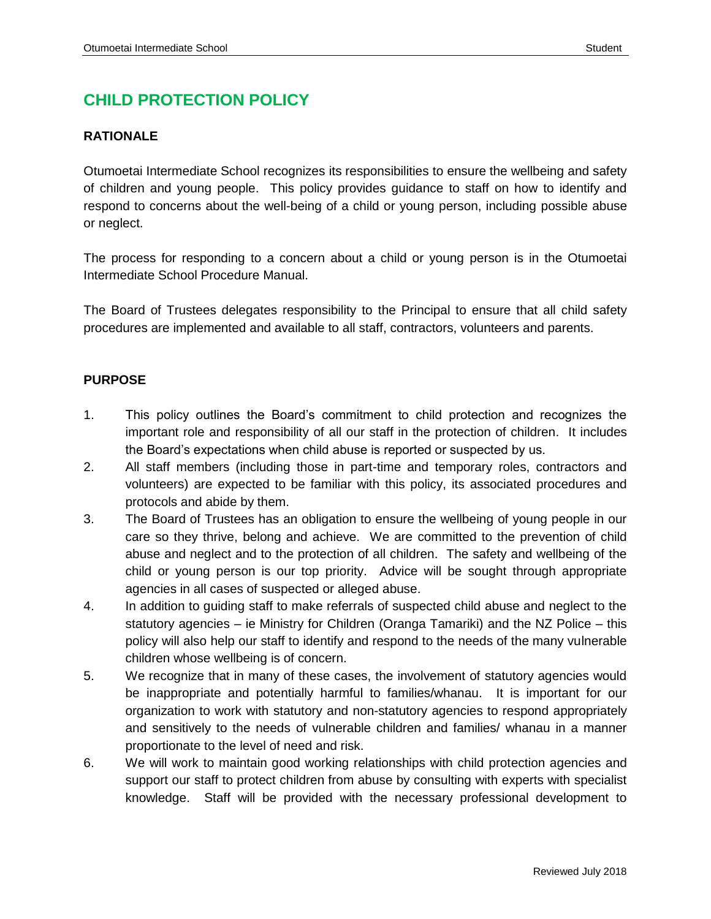# CHILD PROTECTION POLICY

## RATIONALE

Otumoetai Intermediate School recognizes its responsibilities to ensure the wellbeing and safety of children and young people. This policy provides guidance to staff on how to identify and respond to concerns about the well-being of a child or young person, including possible abuse or neglect.

The process for responding to a concern about a child or young person is in the Otumoetai Intermediate School Procedure Manual.

The Board of Trustees delegates responsibility to the Principal to ensure that all child safety procedures are implemented and available to all staff, contractors, volunteers and parents.

## PURPOSE

1. This policy outlines the Board's commitment to child protection and recognizes the important role and responsibility of all our staff in the protection of children. It includes the Board's expectations when child abuse is reported or suspected by us.
2. All staff members (including those in part-time and temporary roles, contractors and volunteers) are expected to be familiar with this policy, its associated procedures and protocols and abide by them.
3. The Board of Trustees has an obligation to ensure the wellbeing of young people in our care so they thrive, belong and achieve. We are committed to the prevention of child abuse and neglect and to the protection of all children. The safety and wellbeing of the child or young person is our top priority. Advice will be sought through appropriate agencies in all cases of suspected or alleged abuse.
4. In addition to guiding staff to make referrals of suspected child abuse and neglect to the statutory agencies – ie Ministry for Children (Oranga Tamariki) and the NZ Police – this policy will also help our staff to identify and respond to the needs of the many vulnerable children whose wellbeing is of concern.
5. We recognize that in many of these cases, the involvement of statutory agencies would be inappropriate and potentially harmful to families/whanau. It is important for our organization to work with statutory and non-statutory agencies to respond appropriately and sensitively to the needs of vulnerable children and families/ whanau in a manner proportionate to the level of need and risk.
6. We will work to maintain good working relationships with child protection agencies and support our staff to protect children from abuse by consulting with experts with specialist knowledge. Staff will be provided with the necessary professional development to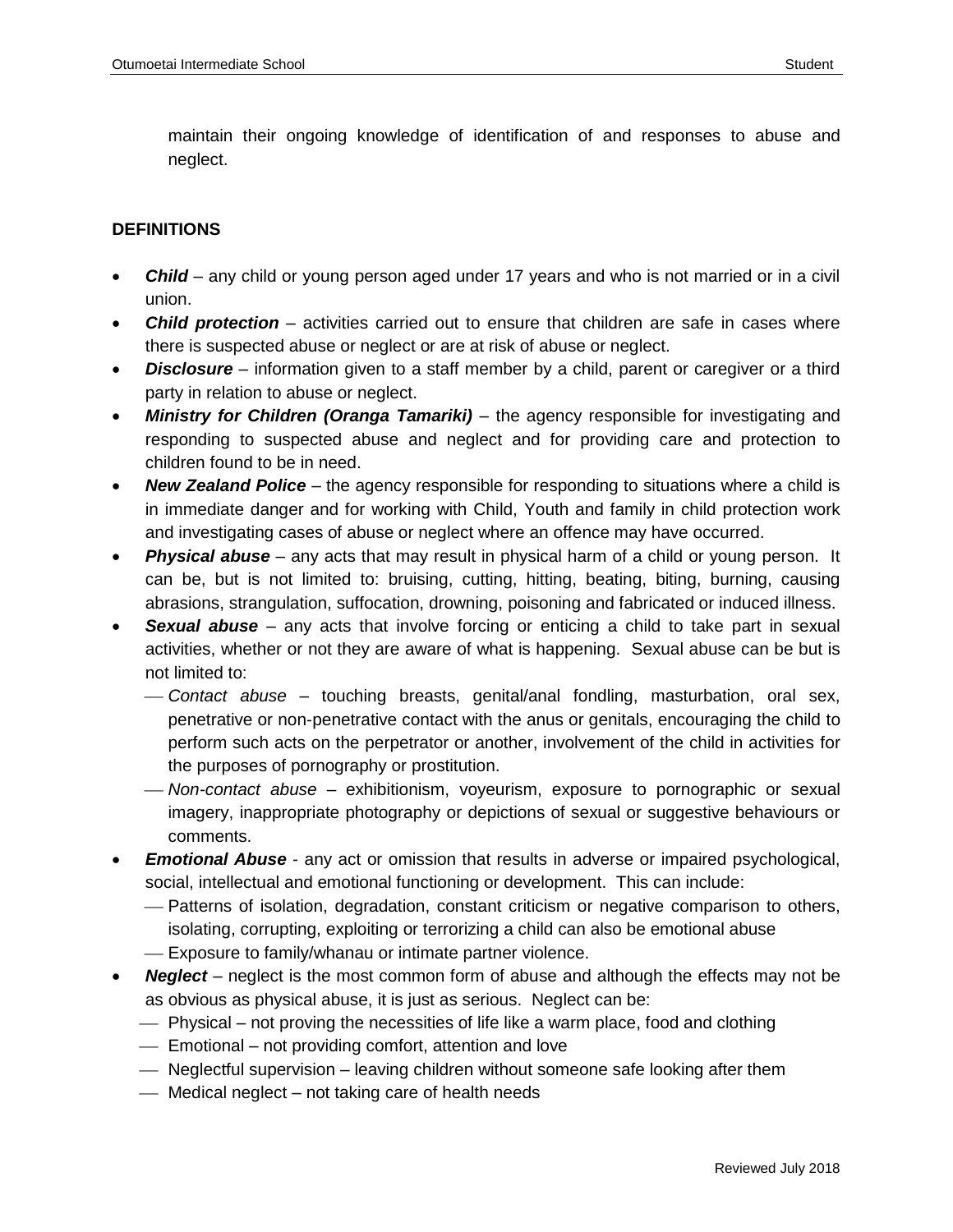maintain their ongoing knowledge of identification of and responses to abuse and neglect.

**DEFINITIONS**

- ***Child*** – any child or young person aged under 17 years and who is not married or in a civil union.
- ***Child protection*** – activities carried out to ensure that children are safe in cases where there is suspected abuse or neglect or are at risk of abuse or neglect.
- ***Disclosure*** – information given to a staff member by a child, parent or caregiver or a third party in relation to abuse or neglect.
- ***Ministry for Children (Oranga Tamariki)*** – the agency responsible for investigating and responding to suspected abuse and neglect and for providing care and protection to children found to be in need.
- ***New Zealand Police*** – the agency responsible for responding to situations where a child is in immediate danger and for working with Child, Youth and family in child protection work and investigating cases of abuse or neglect where an offence may have occurred.
- ***Physical abuse*** – any acts that may result in physical harm of a child or young person. It can be, but is not limited to: bruising, cutting, hitting, beating, biting, burning, causing abrasions, strangulation, suffocation, drowning, poisoning and fabricated or induced illness.
- ***Sexual abuse*** – any acts that involve forcing or enticing a child to take part in sexual activities, whether or not they are aware of what is happening. Sexual abuse can be but is not limited to:
  - *Contact abuse* – touching breasts, genital/anal fondling, masturbation, oral sex, penetrative or non-penetrative contact with the anus or genitals, encouraging the child to perform such acts on the perpetrator or another, involvement of the child in activities for the purposes of pornography or prostitution.
  - *Non-contact abuse* – exhibitionism, voyeurism, exposure to pornographic or sexual imagery, inappropriate photography or depictions of sexual or suggestive behaviours or comments.
- ***Emotional Abuse*** - any act or omission that results in adverse or impaired psychological, social, intellectual and emotional functioning or development. This can include:
  - Patterns of isolation, degradation, constant criticism or negative comparison to others, isolating, corrupting, exploiting or terrorizing a child can also be emotional abuse
  - Exposure to family/whanau or intimate partner violence.
- ***Neglect*** – neglect is the most common form of abuse and although the effects may not be as obvious as physical abuse, it is just as serious. Neglect can be:
  - Physical – not proving the necessities of life like a warm place, food and clothing
  - Emotional – not providing comfort, attention and love
  - Neglectful supervision – leaving children without someone safe looking after them
  - Medical neglect – not taking care of health needs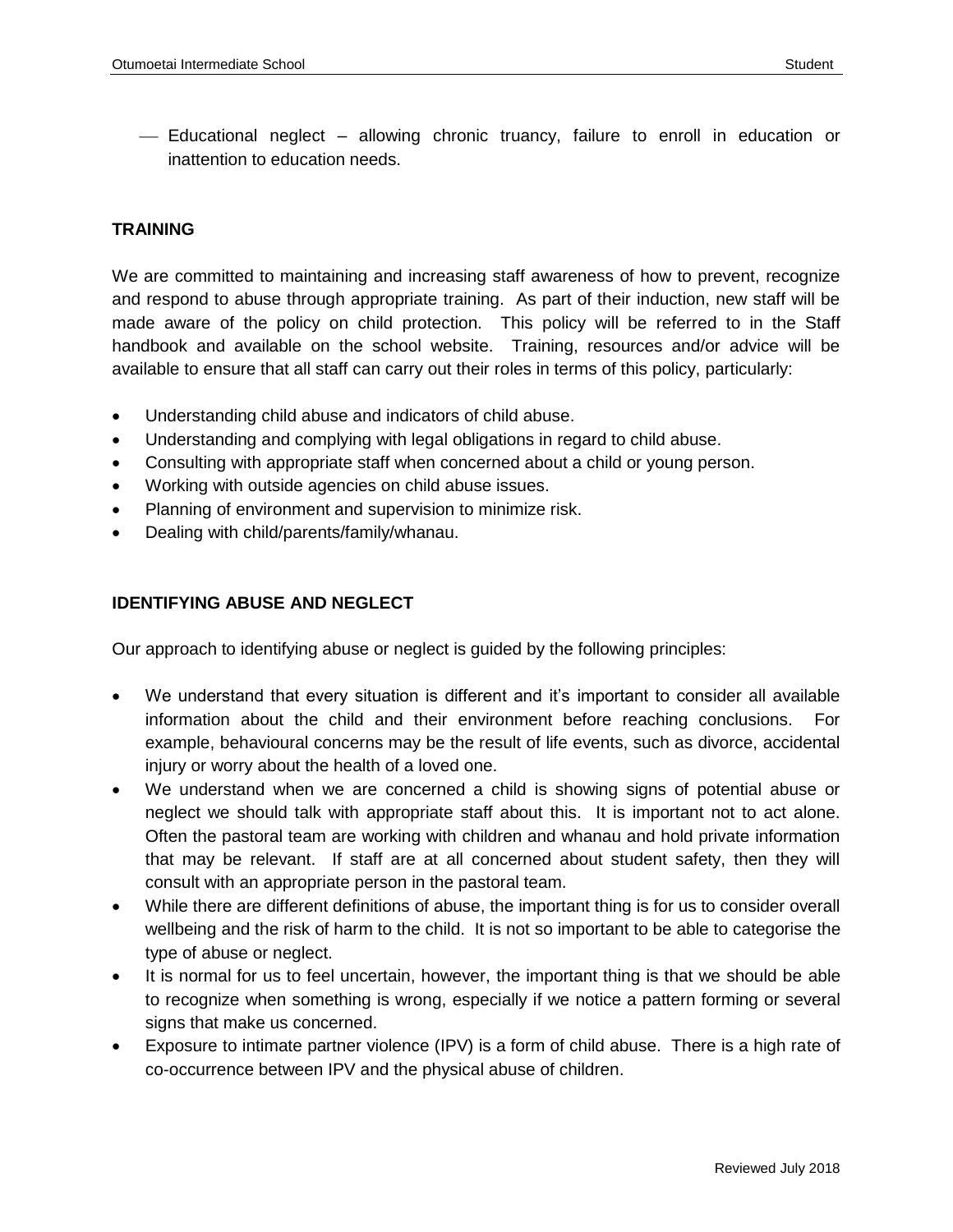- Educational neglect – allowing chronic truancy, failure to enroll in education or inattention to education needs.

**TRAINING**

We are committed to maintaining and increasing staff awareness of how to prevent, recognize and respond to abuse through appropriate training. As part of their induction, new staff will be made aware of the policy on child protection. This policy will be referred to in the Staff handbook and available on the school website. Training, resources and/or advice will be available to ensure that all staff can carry out their roles in terms of this policy, particularly:

- Understanding child abuse and indicators of child abuse.
- Understanding and complying with legal obligations in regard to child abuse.
- Consulting with appropriate staff when concerned about a child or young person.
- Working with outside agencies on child abuse issues.
- Planning of environment and supervision to minimize risk.
- Dealing with child/parents/family/whanau.

**IDENTIFYING ABUSE AND NEGLECT**

Our approach to identifying abuse or neglect is guided by the following principles:

- We understand that every situation is different and it's important to consider all available information about the child and their environment before reaching conclusions. For example, behavioural concerns may be the result of life events, such as divorce, accidental injury or worry about the health of a loved one.
- We understand when we are concerned a child is showing signs of potential abuse or neglect we should talk with appropriate staff about this. It is important not to act alone. Often the pastoral team are working with children and whanau and hold private information that may be relevant. If staff are at all concerned about student safety, then they will consult with an appropriate person in the pastoral team.
- While there are different definitions of abuse, the important thing is for us to consider overall wellbeing and the risk of harm to the child. It is not so important to be able to categorise the type of abuse or neglect.
- It is normal for us to feel uncertain, however, the important thing is that we should be able to recognize when something is wrong, especially if we notice a pattern forming or several signs that make us concerned.
- Exposure to intimate partner violence (IPV) is a form of child abuse. There is a high rate of co-occurrence between IPV and the physical abuse of children.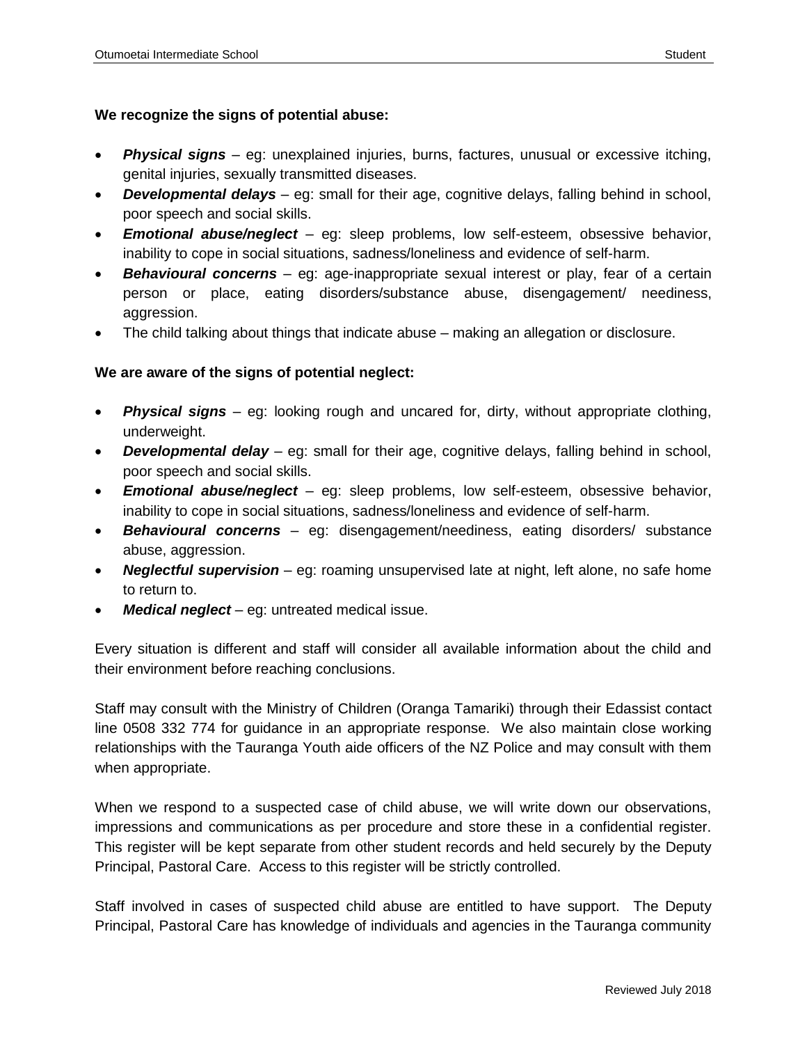**We recognize the signs of potential abuse:**

- ***Physical signs*** – eg: unexplained injuries, burns, factures, unusual or excessive itching, genital injuries, sexually transmitted diseases.
- ***Developmental delays*** – eg: small for their age, cognitive delays, falling behind in school, poor speech and social skills.
- ***Emotional abuse/neglect*** – eg: sleep problems, low self-esteem, obsessive behavior, inability to cope in social situations, sadness/loneliness and evidence of self-harm.
- ***Behavioural concerns*** – eg: age-inappropriate sexual interest or play, fear of a certain person or place, eating disorders/substance abuse, disengagement/ neediness, aggression.
- The child talking about things that indicate abuse – making an allegation or disclosure.

**We are aware of the signs of potential neglect:**

- ***Physical signs*** – eg: looking rough and uncared for, dirty, without appropriate clothing, underweight.
- ***Developmental delay*** – eg: small for their age, cognitive delays, falling behind in school, poor speech and social skills.
- ***Emotional abuse/neglect*** – eg: sleep problems, low self-esteem, obsessive behavior, inability to cope in social situations, sadness/loneliness and evidence of self-harm.
- ***Behavioural concerns*** – eg: disengagement/neediness, eating disorders/ substance abuse, aggression.
- ***Neglectful supervision*** – eg: roaming unsupervised late at night, left alone, no safe home to return to.
- ***Medical neglect*** – eg: untreated medical issue.

Every situation is different and staff will consider all available information about the child and their environment before reaching conclusions.

Staff may consult with the Ministry of Children (Oranga Tamariki) through their Edassist contact line 0508 332 774 for guidance in an appropriate response. We also maintain close working relationships with the Tauranga Youth aide officers of the NZ Police and may consult with them when appropriate.

When we respond to a suspected case of child abuse, we will write down our observations, impressions and communications as per procedure and store these in a confidential register. This register will be kept separate from other student records and held securely by the Deputy Principal, Pastoral Care. Access to this register will be strictly controlled.

Staff involved in cases of suspected child abuse are entitled to have support. The Deputy Principal, Pastoral Care has knowledge of individuals and agencies in the Tauranga community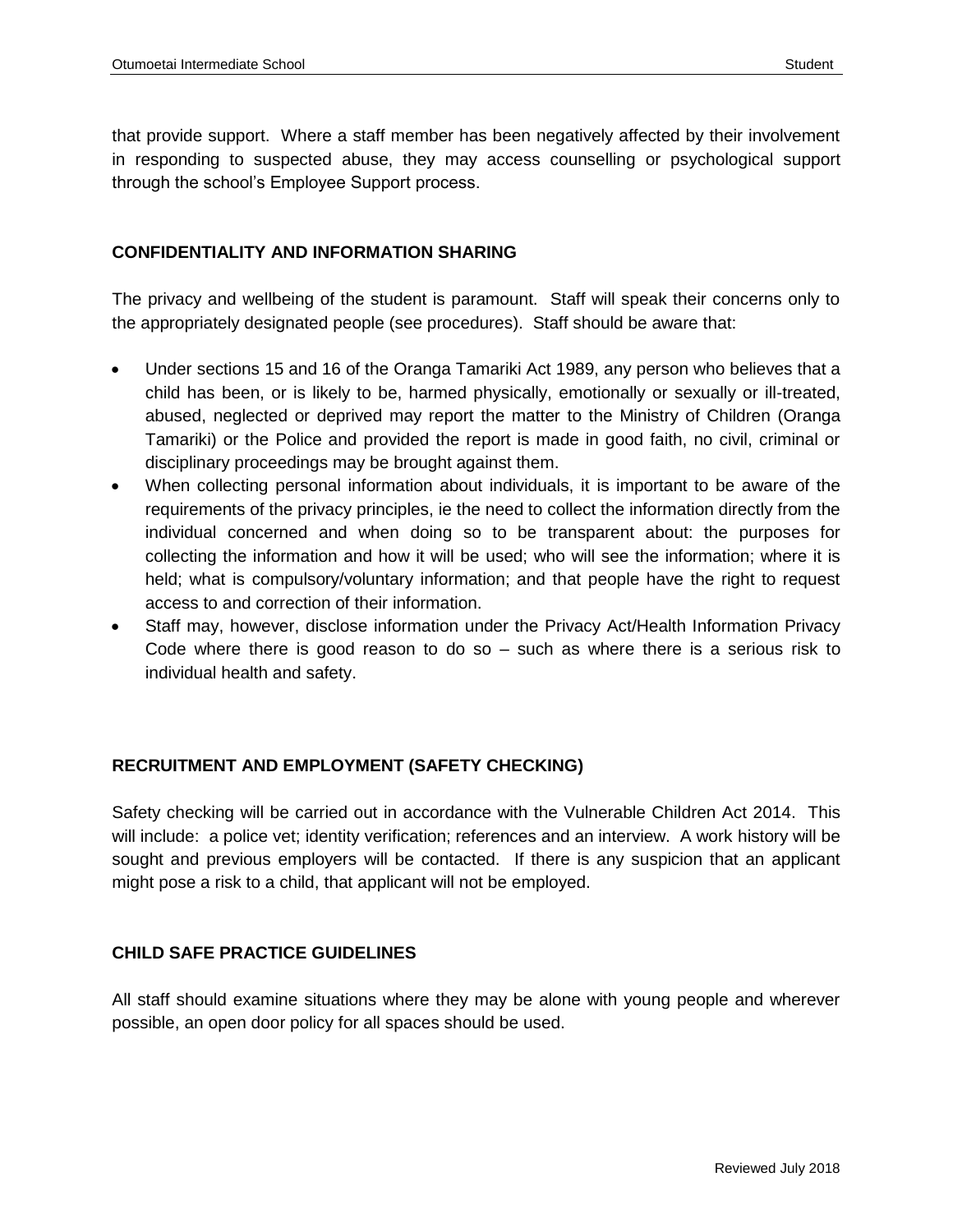that provide support. Where a staff member has been negatively affected by their involvement in responding to suspected abuse, they may access counselling or psychological support through the school's Employee Support process.

## CONFIDENTIALITY AND INFORMATION SHARING

The privacy and wellbeing of the student is paramount. Staff will speak their concerns only to the appropriately designated people (see procedures). Staff should be aware that:

- Under sections 15 and 16 of the Oranga Tamariki Act 1989, any person who believes that a child has been, or is likely to be, harmed physically, emotionally or sexually or ill-treated, abused, neglected or deprived may report the matter to the Ministry of Children (Oranga Tamariki) or the Police and provided the report is made in good faith, no civil, criminal or disciplinary proceedings may be brought against them.
- When collecting personal information about individuals, it is important to be aware of the requirements of the privacy principles, ie the need to collect the information directly from the individual concerned and when doing so to be transparent about: the purposes for collecting the information and how it will be used; who will see the information; where it is held; what is compulsory/voluntary information; and that people have the right to request access to and correction of their information.
- Staff may, however, disclose information under the Privacy Act/Health Information Privacy Code where there is good reason to do so – such as where there is a serious risk to individual health and safety.

## RECRUITMENT AND EMPLOYMENT (SAFETY CHECKING)

Safety checking will be carried out in accordance with the Vulnerable Children Act 2014. This will include: a police vet; identity verification; references and an interview. A work history will be sought and previous employers will be contacted. If there is any suspicion that an applicant might pose a risk to a child, that applicant will not be employed.

## CHILD SAFE PRACTICE GUIDELINES

All staff should examine situations where they may be alone with young people and wherever possible, an open door policy for all spaces should be used.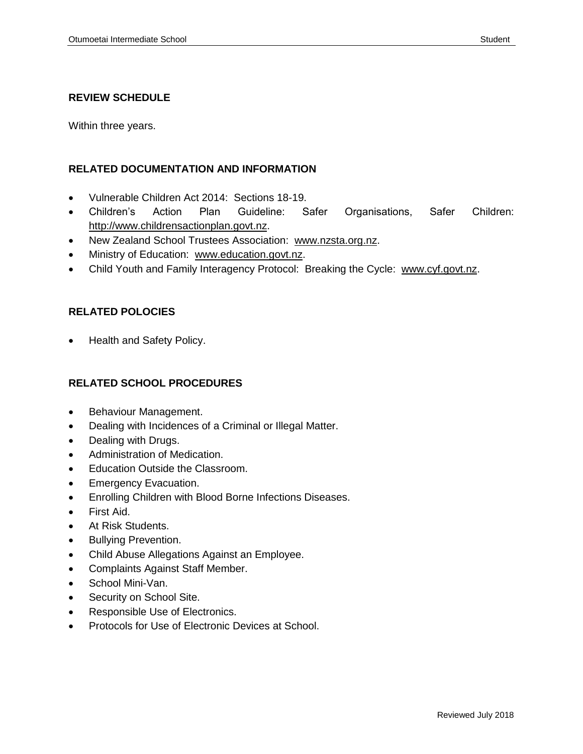**REVIEW SCHEDULE**

Within three years.

**RELATED DOCUMENTATION AND INFORMATION**

- Vulnerable Children Act 2014: Sections 18-19.
- Children's Action Plan Guideline: Safer Organisations, Safer Children: http://www.childrensactionplan.govt.nz.
- New Zealand School Trustees Association: www.nzsta.org.nz.
- Ministry of Education: www.education.govt.nz.
- Child Youth and Family Interagency Protocol: Breaking the Cycle: www.cyf.govt.nz.

**RELATED POLOCIES**

- Health and Safety Policy.

**RELATED SCHOOL PROCEDURES**

- Behaviour Management.
- Dealing with Incidences of a Criminal or Illegal Matter.
- Dealing with Drugs.
- Administration of Medication.
- Education Outside the Classroom.
- Emergency Evacuation.
- Enrolling Children with Blood Borne Infections Diseases.
- First Aid.
- At Risk Students.
- Bullying Prevention.
- Child Abuse Allegations Against an Employee.
- Complaints Against Staff Member.
- School Mini-Van.
- Security on School Site.
- Responsible Use of Electronics.
- Protocols for Use of Electronic Devices at School.

Reviewed July 2018